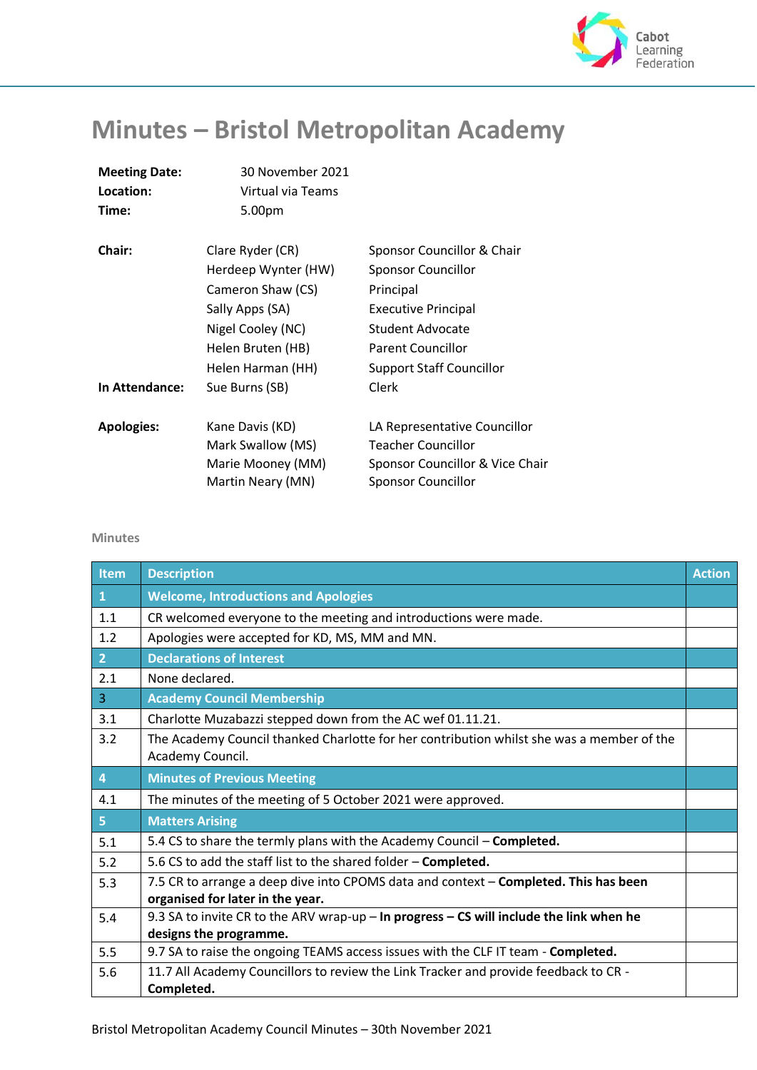# Minutes – Bristol Metropolitan Academy

**Meeting Date:** 30 November 2021
**Location:** Virtual via Teams
**Time:** 5.00pm

| | | |
|---|---|---|
| **Chair:** | Clare Ryder (CR) | Sponsor Councillor & Chair |
| | Herdeep Wynter (HW) | Sponsor Councillor |
| | Cameron Shaw (CS) | Principal |
| | Sally Apps (SA) | Executive Principal |
| | Nigel Cooley (NC) | Student Advocate |
| | Helen Bruten (HB) | Parent Councillor |
| | Helen Harman (HH) | Support Staff Councillor |
| **In Attendance:** | Sue Burns (SB) | Clerk |
| **Apologies:** | Kane Davis (KD) | LA Representative Councillor |
| | Mark Swallow (MS) | Teacher Councillor |
| | Marie Mooney (MM) | Sponsor Councillor & Vice Chair |
| | Martin Neary (MN) | Sponsor Councillor |

## Minutes

| Item | Description | Action |
|---|---|---|
| **1** | **Welcome, Introductions and Apologies** | |
| 1.1 | CR welcomed everyone to the meeting and introductions were made. | |
| 1.2 | Apologies were accepted for KD, MS, MM and MN. | |
| **2** | **Declarations of Interest** | |
| 2.1 | None declared. | |
| **3** | **Academy Council Membership** | |
| 3.1 | Charlotte Muzabazzi stepped down from the AC wef 01.11.21. | |
| 3.2 | The Academy Council thanked Charlotte for her contribution whilst she was a member of the Academy Council. | |
| **4** | **Minutes of Previous Meeting** | |
| 4.1 | The minutes of the meeting of 5 October 2021 were approved. | |
| **5** | **Matters Arising** | |
| 5.1 | 5.4 CS to share the termly plans with the Academy Council – **Completed.** | |
| 5.2 | 5.6 CS to add the staff list to the shared folder – **Completed.** | |
| 5.3 | 7.5 CR to arrange a deep dive into CPOMS data and context – **Completed. This has been organised for later in the year.** | |
| 5.4 | 9.3 SA to invite CR to the ARV wrap-up – **In progress – CS will include the link when he designs the programme.** | |
| 5.5 | 9.7 SA to raise the ongoing TEAMS access issues with the CLF IT team - **Completed.** | |
| 5.6 | 11.7 All Academy Councillors to review the Link Tracker and provide feedback to CR - **Completed.** | |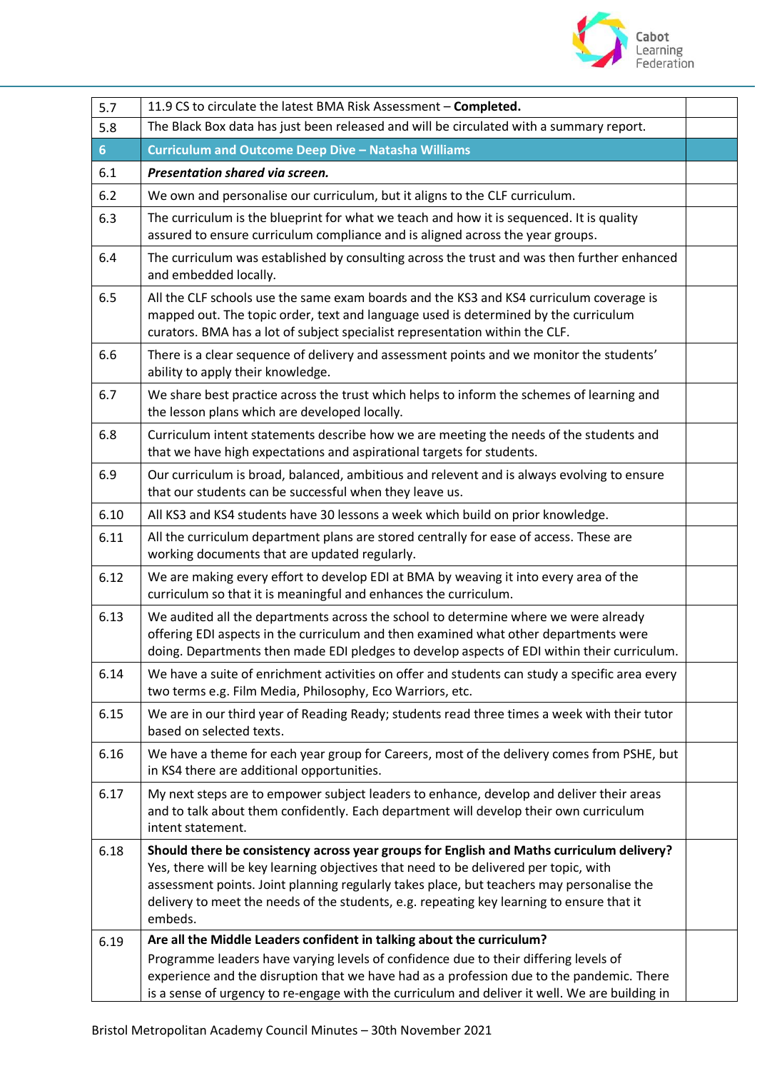| | | |
|---|---|---|
| 5.7 | 11.9 CS to circulate the latest BMA Risk Assessment – **Completed.** | |
| 5.8 | The Black Box data has just been released and will be circulated with a summary report. | |
| **6** | **Curriculum and Outcome Deep Dive – Natasha Williams** | |
| 6.1 | ***Presentation shared via screen.*** | |
| 6.2 | We own and personalise our curriculum, but it aligns to the CLF curriculum. | |
| 6.3 | The curriculum is the blueprint for what we teach and how it is sequenced. It is quality assured to ensure curriculum compliance and is aligned across the year groups. | |
| 6.4 | The curriculum was established by consulting across the trust and was then further enhanced and embedded locally. | |
| 6.5 | All the CLF schools use the same exam boards and the KS3 and KS4 curriculum coverage is mapped out. The topic order, text and language used is determined by the curriculum curators. BMA has a lot of subject specialist representation within the CLF. | |
| 6.6 | There is a clear sequence of delivery and assessment points and we monitor the students' ability to apply their knowledge. | |
| 6.7 | We share best practice across the trust which helps to inform the schemes of learning and the lesson plans which are developed locally. | |
| 6.8 | Curriculum intent statements describe how we are meeting the needs of the students and that we have high expectations and aspirational targets for students. | |
| 6.9 | Our curriculum is broad, balanced, ambitious and relevent and is always evolving to ensure that our students can be successful when they leave us. | |
| 6.10 | All KS3 and KS4 students have 30 lessons a week which build on prior knowledge. | |
| 6.11 | All the curriculum department plans are stored centrally for ease of access. These are working documents that are updated regularly. | |
| 6.12 | We are making every effort to develop EDI at BMA by weaving it into every area of the curriculum so that it is meaningful and enhances the curriculum. | |
| 6.13 | We audited all the departments across the school to determine where we were already offering EDI aspects in the curriculum and then examined what other departments were doing. Departments then made EDI pledges to develop aspects of EDI within their curriculum. | |
| 6.14 | We have a suite of enrichment activities on offer and students can study a specific area every two terms e.g. Film Media, Philosophy, Eco Warriors, etc. | |
| 6.15 | We are in our third year of Reading Ready; students read three times a week with their tutor based on selected texts. | |
| 6.16 | We have a theme for each year group for Careers, most of the delivery comes from PSHE, but in KS4 there are additional opportunities. | |
| 6.17 | My next steps are to empower subject leaders to enhance, develop and deliver their areas and to talk about them confidently. Each department will develop their own curriculum intent statement. | |
| 6.18 | **Should there be consistency across year groups for English and Maths curriculum delivery?** Yes, there will be key learning objectives that need to be delivered per topic, with assessment points. Joint planning regularly takes place, but teachers may personalise the delivery to meet the needs of the students, e.g. repeating key learning to ensure that it embeds. | |
| 6.19 | **Are all the Middle Leaders confident in talking about the curriculum?** Programme leaders have varying levels of confidence due to their differing levels of experience and the disruption that we have had as a profession due to the pandemic. There is a sense of urgency to re-engage with the curriculum and deliver it well. We are building in | |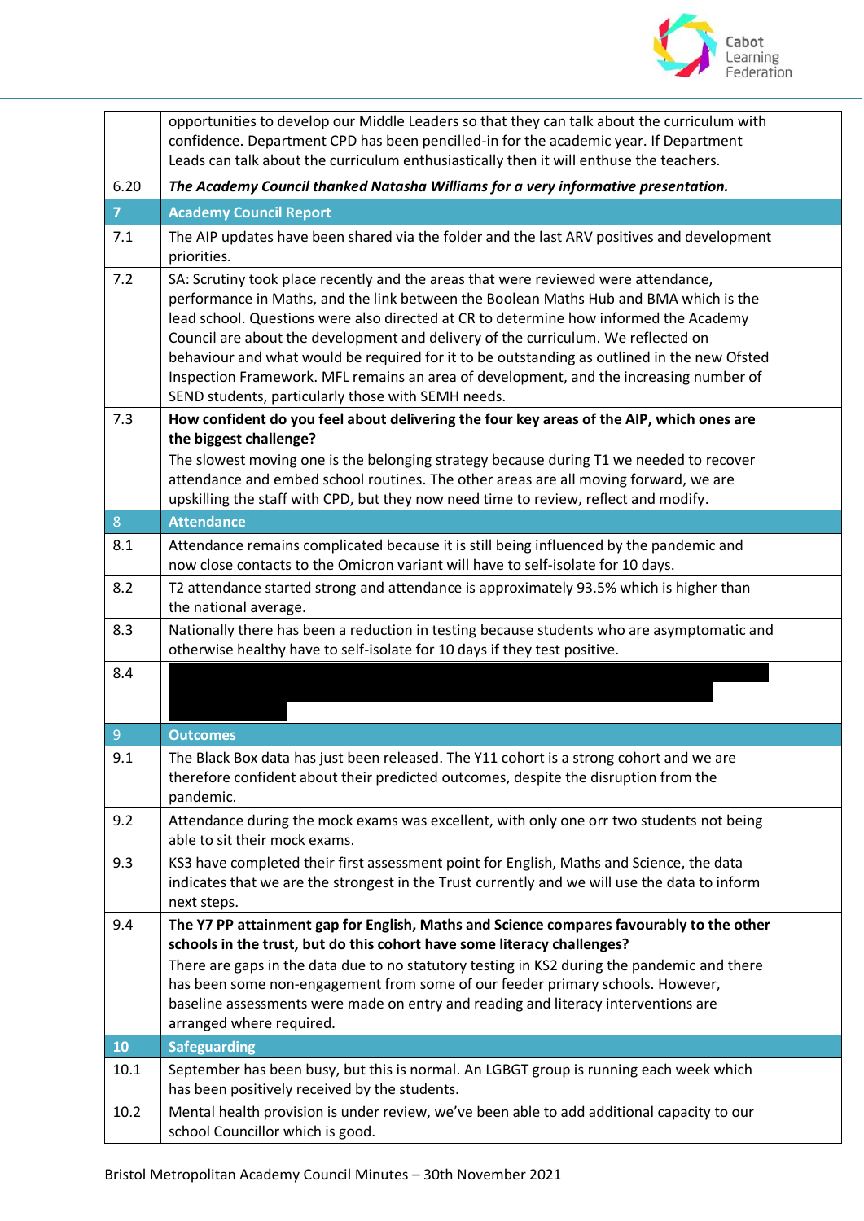| | | |
|---|---|---|
| | opportunities to develop our Middle Leaders so that they can talk about the curriculum with confidence. Department CPD has been pencilled-in for the academic year. If Department Leads can talk about the curriculum enthusiastically then it will enthuse the teachers. | |
| 6.20 | ***The Academy Council thanked Natasha Williams for a very informative presentation.*** | |
| **7** | **Academy Council Report** | |
| 7.1 | The AIP updates have been shared via the folder and the last ARV positives and development priorities. | |
| 7.2 | SA: Scrutiny took place recently and the areas that were reviewed were attendance, performance in Maths, and the link between the Boolean Maths Hub and BMA which is the lead school. Questions were also directed at CR to determine how informed the Academy Council are about the development and delivery of the curriculum. We reflected on behaviour and what would be required for it to be outstanding as outlined in the new Ofsted Inspection Framework. MFL remains an area of development, and the increasing number of SEND students, particularly those with SEMH needs. | |
| 7.3 | **How confident do you feel about delivering the four key areas of the AIP, which ones are the biggest challenge?**<br>The slowest moving one is the belonging strategy because during T1 we needed to recover attendance and embed school routines. The other areas are all moving forward, we are upskilling the staff with CPD, but they now need time to review, reflect and modify. | |
| 8 | **Attendance** | |
| 8.1 | Attendance remains complicated because it is still being influenced by the pandemic and now close contacts to the Omicron variant will have to self-isolate for 10 days. | |
| 8.2 | T2 attendance started strong and attendance is approximately 93.5% which is higher than the national average. | |
| 8.3 | Nationally there has been a reduction in testing because students who are asymptomatic and otherwise healthy have to self-isolate for 10 days if they test positive. | |
| 8.4 | | |
| 9 | **Outcomes** | |
| 9.1 | The Black Box data has just been released. The Y11 cohort is a strong cohort and we are therefore confident about their predicted outcomes, despite the disruption from the pandemic. | |
| 9.2 | Attendance during the mock exams was excellent, with only one orr two students not being able to sit their mock exams. | |
| 9.3 | KS3 have completed their first assessment point for English, Maths and Science, the data indicates that we are the strongest in the Trust currently and we will use the data to inform next steps. | |
| 9.4 | **The Y7 PP attainment gap for English, Maths and Science compares favourably to the other schools in the trust, but do this cohort have some literacy challenges?**<br>There are gaps in the data due to no statutory testing in KS2 during the pandemic and there has been some non-engagement from some of our feeder primary schools. However, baseline assessments were made on entry and reading and literacy interventions are arranged where required. | |
| **10** | **Safeguarding** | |
| 10.1 | September has been busy, but this is normal. An LGBGT group is running each week which has been positively received by the students. | |
| 10.2 | Mental health provision is under review, we've been able to add additional capacity to our school Councillor which is good. | |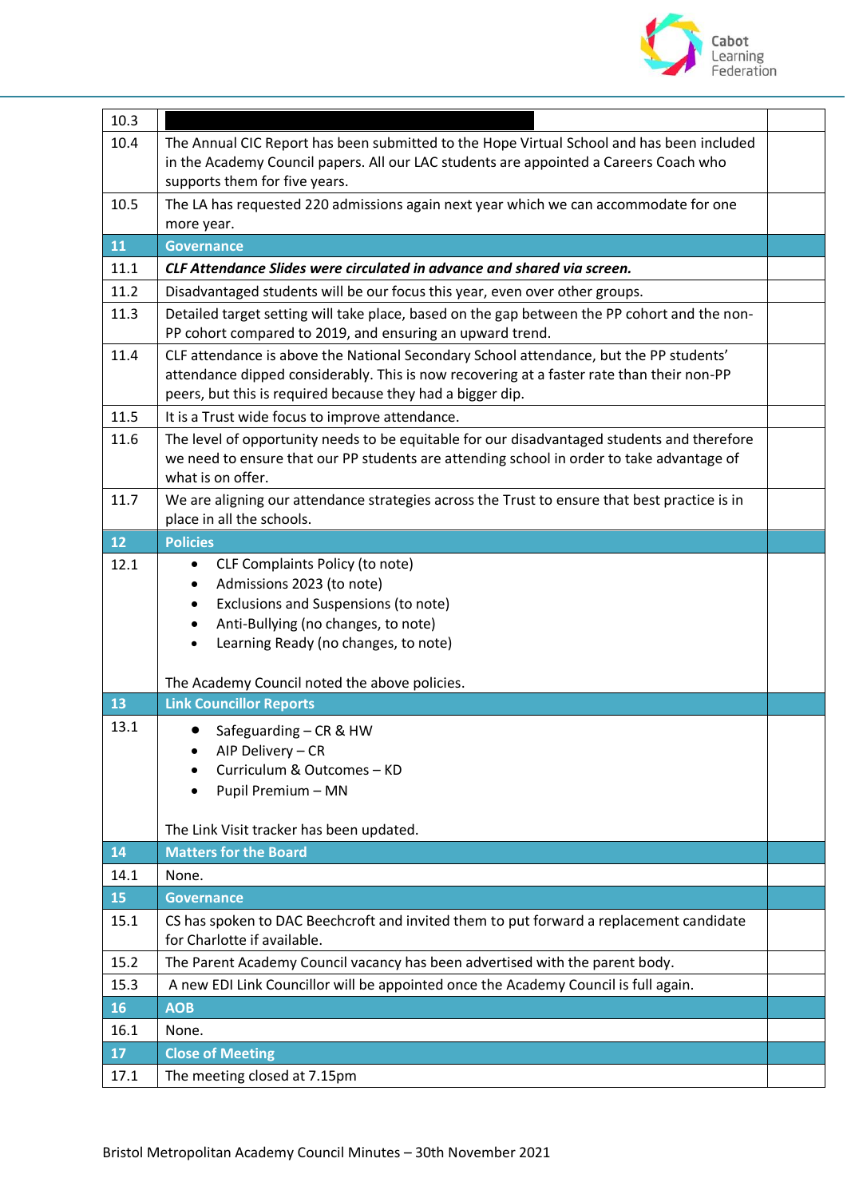| | | |
|---|---|---|
| 10.3 | | |
| 10.4 | The Annual CIC Report has been submitted to the Hope Virtual School and has been included in the Academy Council papers. All our LAC students are appointed a Careers Coach who supports them for five years. | |
| 10.5 | The LA has requested 220 admissions again next year which we can accommodate for one more year. | |
| **11** | **Governance** | |
| 11.1 | ***CLF Attendance Slides were circulated in advance and shared via screen.*** | |
| 11.2 | Disadvantaged students will be our focus this year, even over other groups. | |
| 11.3 | Detailed target setting will take place, based on the gap between the PP cohort and the non-PP cohort compared to 2019, and ensuring an upward trend. | |
| 11.4 | CLF attendance is above the National Secondary School attendance, but the PP students' attendance dipped considerably. This is now recovering at a faster rate than their non-PP peers, but this is required because they had a bigger dip. | |
| 11.5 | It is a Trust wide focus to improve attendance. | |
| 11.6 | The level of opportunity needs to be equitable for our disadvantaged students and therefore we need to ensure that our PP students are attending school in order to take advantage of what is on offer. | |
| 11.7 | We are aligning our attendance strategies across the Trust to ensure that best practice is in place in all the schools. | |
| **12** | **Policies** | |
| 12.1 | • CLF Complaints Policy (to note)<br>• Admissions 2023 (to note)<br>• Exclusions and Suspensions (to note)<br>• Anti-Bullying (no changes, to note)<br>• Learning Ready (no changes, to note)<br><br>The Academy Council noted the above policies. | |
| **13** | **Link Councillor Reports** | |
| 13.1 | • Safeguarding – CR & HW<br>• AIP Delivery – CR<br>• Curriculum & Outcomes – KD<br>• Pupil Premium – MN<br><br>The Link Visit tracker has been updated. | |
| **14** | **Matters for the Board** | |
| 14.1 | None. | |
| **15** | **Governance** | |
| 15.1 | CS has spoken to DAC Beechcroft and invited them to put forward a replacement candidate for Charlotte if available. | |
| 15.2 | The Parent Academy Council vacancy has been advertised with the parent body. | |
| 15.3 | A new EDI Link Councillor will be appointed once the Academy Council is full again. | |
| **16** | **AOB** | |
| 16.1 | None. | |
| **17** | **Close of Meeting** | |
| 17.1 | The meeting closed at 7.15pm | |